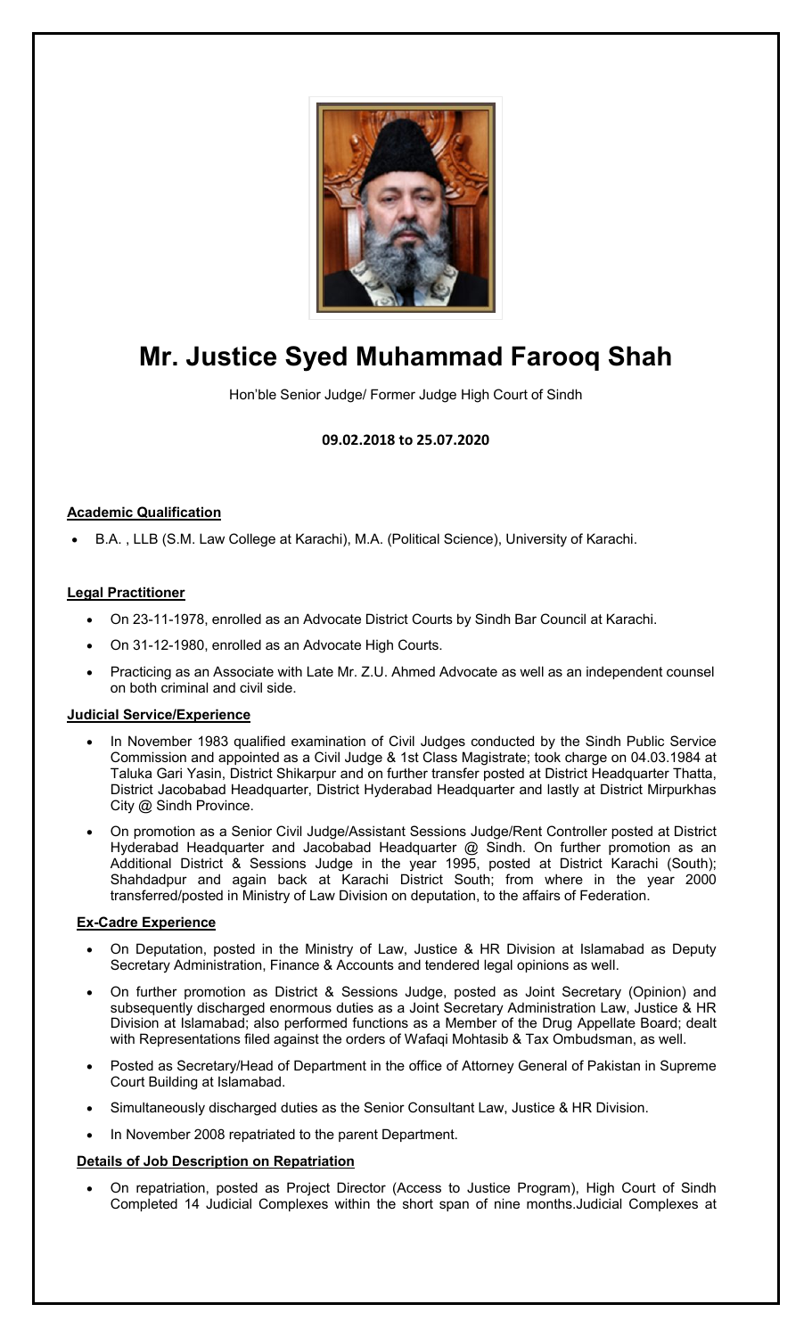# Mr. Justice Syed Muhammad Farooq Shah

Hon'ble Senior Judge/ Former Judge High Court of Sindh

**09.02.2018 to 25.07.2020**

## Academic Qualification

- B.A. , LLB (S.M. Law College at Karachi), M.A. (Political Science), University of Karachi.

## Legal Practitioner

- On 23-11-1978, enrolled as an Advocate District Courts by Sindh Bar Council at Karachi.
- On 31-12-1980, enrolled as an Advocate High Courts.
- Practicing as an Associate with Late Mr. Z.U. Ahmed Advocate as well as an independent counsel on both criminal and civil side.

## Judicial Service/Experience

- In November 1983 qualified examination of Civil Judges conducted by the Sindh Public Service Commission and appointed as a Civil Judge & 1st Class Magistrate; took charge on 04.03.1984 at Taluka Gari Yasin, District Shikarpur and on further transfer posted at District Headquarter Thatta, District Jacobabad Headquarter, District Hyderabad Headquarter and lastly at District Mirpurkhas City @ Sindh Province.
- On promotion as a Senior Civil Judge/Assistant Sessions Judge/Rent Controller posted at District Hyderabad Headquarter and Jacobabad Headquarter @ Sindh. On further promotion as an Additional District & Sessions Judge in the year 1995, posted at District Karachi (South); Shahdadpur and again back at Karachi District South; from where in the year 2000 transferred/posted in Ministry of Law Division on deputation, to the affairs of Federation.

## Ex-Cadre Experience

- On Deputation, posted in the Ministry of Law, Justice & HR Division at Islamabad as Deputy Secretary Administration, Finance & Accounts and tendered legal opinions as well.
- On further promotion as District & Sessions Judge, posted as Joint Secretary (Opinion) and subsequently discharged enormous duties as a Joint Secretary Administration Law, Justice & HR Division at Islamabad; also performed functions as a Member of the Drug Appellate Board; dealt with Representations filed against the orders of Wafaqi Mohtasib & Tax Ombudsman, as well.
- Posted as Secretary/Head of Department in the office of Attorney General of Pakistan in Supreme Court Building at Islamabad.
- Simultaneously discharged duties as the Senior Consultant Law, Justice & HR Division.
- In November 2008 repatriated to the parent Department.

## Details of Job Description on Repatriation

- On repatriation, posted as Project Director (Access to Justice Program), High Court of Sindh Completed 14 Judicial Complexes within the short span of nine months.Judicial Complexes at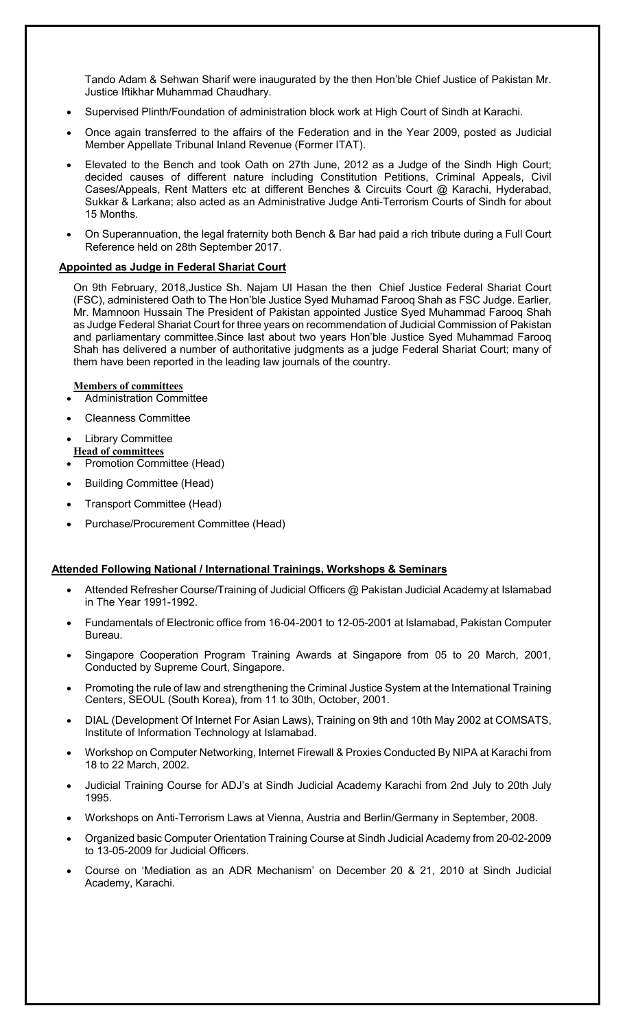Tando Adam & Sehwan Sharif were inaugurated by the then Hon'ble Chief Justice of Pakistan Mr. Justice Iftikhar Muhammad Chaudhary.

- Supervised Plinth/Foundation of administration block work at High Court of Sindh at Karachi.
- Once again transferred to the affairs of the Federation and in the Year 2009, posted as Judicial Member Appellate Tribunal Inland Revenue (Former ITAT).
- Elevated to the Bench and took Oath on 27th June, 2012 as a Judge of the Sindh High Court; decided causes of different nature including Constitution Petitions, Criminal Appeals, Civil Cases/Appeals, Rent Matters etc at different Benches & Circuits Court @ Karachi, Hyderabad, Sukkar & Larkana; also acted as an Administrative Judge Anti-Terrorism Courts of Sindh for about 15 Months.
- On Superannuation, the legal fraternity both Bench & Bar had paid a rich tribute during a Full Court Reference held on 28th September 2017.

## Appointed as Judge in Federal Shariat Court

On 9th February, 2018,Justice Sh. Najam Ul Hasan the then Chief Justice Federal Shariat Court (FSC), administered Oath to The Hon'ble Justice Syed Muhamad Farooq Shah as FSC Judge. Earlier, Mr. Mamnoon Hussain The President of Pakistan appointed Justice Syed Muhammad Farooq Shah as Judge Federal Shariat Court for three years on recommendation of Judicial Commission of Pakistan and parliamentary committee.Since last about two years Hon'ble Justice Syed Muhammad Farooq Shah has delivered a number of authoritative judgments as a judge Federal Shariat Court; many of them have been reported in the leading law journals of the country.

**Members of committees**

- Administration Committee
- Cleanness Committee
- Library Committee

**Head of committees**

- Promotion Committee (Head)
- Building Committee (Head)
- Transport Committee (Head)
- Purchase/Procurement Committee (Head)

## Attended Following National / International Trainings, Workshops & Seminars

- Attended Refresher Course/Training of Judicial Officers @ Pakistan Judicial Academy at Islamabad in The Year 1991-1992.
- Fundamentals of Electronic office from 16-04-2001 to 12-05-2001 at Islamabad, Pakistan Computer Bureau.
- Singapore Cooperation Program Training Awards at Singapore from 05 to 20 March, 2001, Conducted by Supreme Court, Singapore.
- Promoting the rule of law and strengthening the Criminal Justice System at the International Training Centers, SEOUL (South Korea), from 11 to 30th, October, 2001.
- DIAL (Development Of Internet For Asian Laws), Training on 9th and 10th May 2002 at COMSATS, Institute of Information Technology at Islamabad.
- Workshop on Computer Networking, Internet Firewall & Proxies Conducted By NIPA at Karachi from 18 to 22 March, 2002.
- Judicial Training Course for ADJ's at Sindh Judicial Academy Karachi from 2nd July to 20th July 1995.
- Workshops on Anti-Terrorism Laws at Vienna, Austria and Berlin/Germany in September, 2008.
- Organized basic Computer Orientation Training Course at Sindh Judicial Academy from 20-02-2009 to 13-05-2009 for Judicial Officers.
- Course on 'Mediation as an ADR Mechanism' on December 20 & 21, 2010 at Sindh Judicial Academy, Karachi.